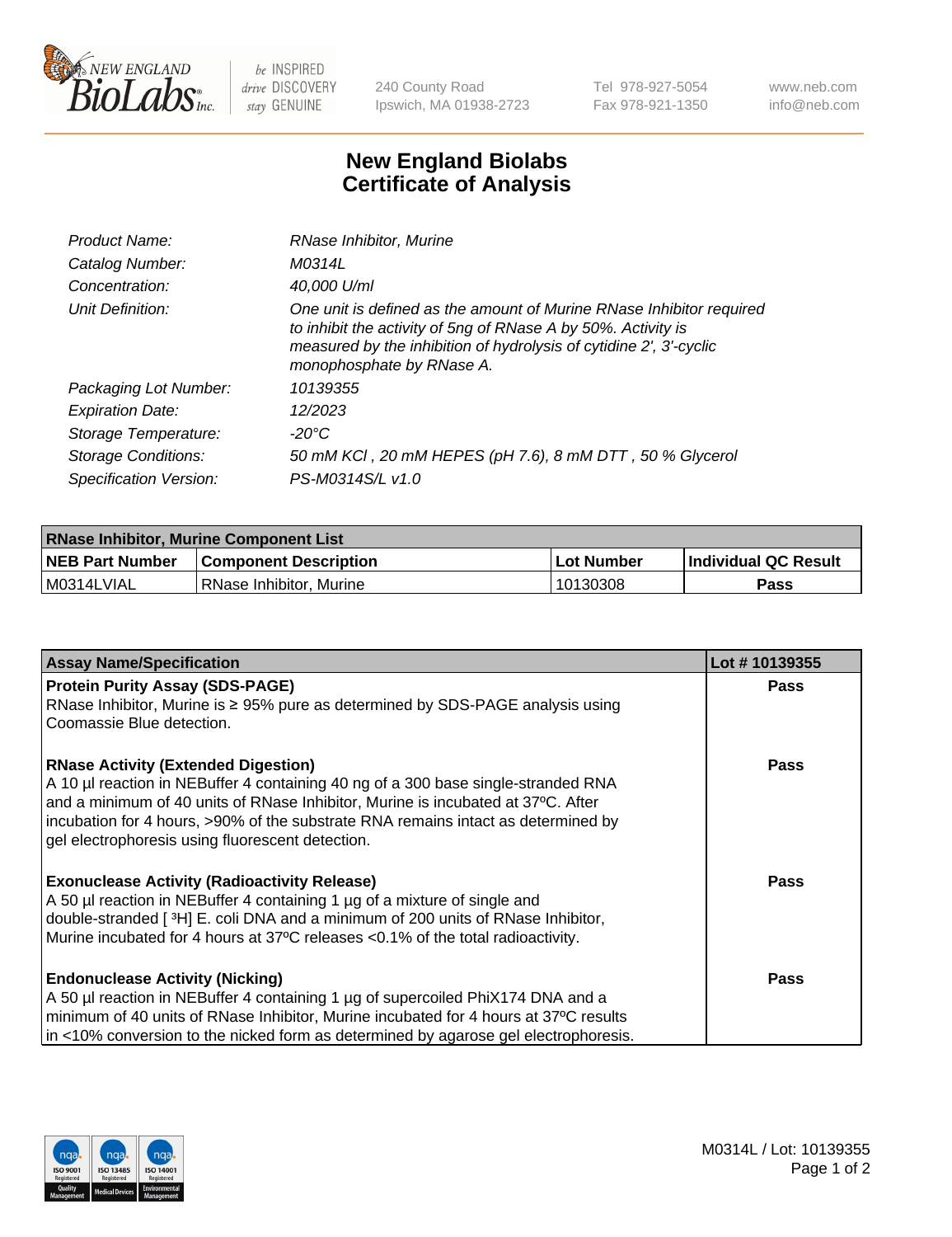# New England Biolabs Certificate of Analysis

| | |
|---|---|
| *Product Name:* | *RNase Inhibitor, Murine* |
| *Catalog Number:* | *M0314L* |
| *Concentration:* | *40,000 U/ml* |
| *Unit Definition:* | *One unit is defined as the amount of Murine RNase Inhibitor required to inhibit the activity of 5ng of RNase A by 50%. Activity is measured by the inhibition of hydrolysis of cytidine 2', 3'-cyclic monophosphate by RNase A.* |
| *Packaging Lot Number:* | *10139355* |
| *Expiration Date:* | *12/2023* |
| *Storage Temperature:* | *-20°C* |
| *Storage Conditions:* | *50 mM KCl , 20 mM HEPES (pH 7.6), 8 mM DTT , 50 % Glycerol* |
| *Specification Version:* | *PS-M0314S/L v1.0* |

| **RNase Inhibitor, Murine Component List** | | | |
|---|---|---|---|
| **NEB Part Number** | **Component Description** | **Lot Number** | **Individual QC Result** |
| M0314LVIAL | RNase Inhibitor, Murine | 10130308 | **Pass** |

| **Assay Name/Specification** | **Lot # 10139355** |
|---|---|
| **Protein Purity Assay (SDS-PAGE)**<br>RNase Inhibitor, Murine is ≥ 95% pure as determined by SDS-PAGE analysis using Coomassie Blue detection. | **Pass** |
| **RNase Activity (Extended Digestion)**<br>A 10 µl reaction in NEBuffer 4 containing 40 ng of a 300 base single-stranded RNA and a minimum of 40 units of RNase Inhibitor, Murine is incubated at 37°C. After incubation for 4 hours, >90% of the substrate RNA remains intact as determined by gel electrophoresis using fluorescent detection. | **Pass** |
| **Exonuclease Activity (Radioactivity Release)**<br>A 50 µl reaction in NEBuffer 4 containing 1 µg of a mixture of single and double-stranded [ $^{3}$H] E. coli DNA and a minimum of 200 units of RNase Inhibitor, Murine incubated for 4 hours at 37ºC releases <0.1% of the total radioactivity. | **Pass** |
| **Endonuclease Activity (Nicking)**<br>A 50 µl reaction in NEBuffer 4 containing 1 µg of supercoiled PhiX174 DNA and a minimum of 40 units of RNase Inhibitor, Murine incubated for 4 hours at 37ºC results in <10% conversion to the nicked form as determined by agarose gel electrophoresis. | **Pass** |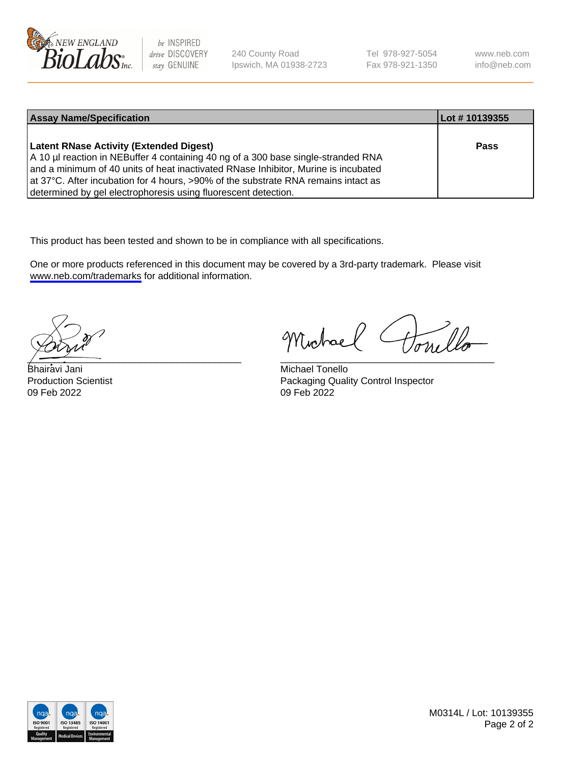NEW ENGLAND BioLabs Inc. — be INSPIRED drive DISCOVERY stay GENUINE

240 County Road
Ipswich, MA 01938-2723

Tel 978-927-5054
Fax 978-921-1350

www.neb.com
info@neb.com

| Assay Name/Specification | Lot # 10139355 |
| --- | --- |
| **Latent RNase Activity (Extended Digest)**<br>A 10 µl reaction in NEBuffer 4 containing 40 ng of a 300 base single-stranded RNA and a minimum of 40 units of heat inactivated RNase Inhibitor, Murine is incubated at 37°C. After incubation for 4 hours, >90% of the substrate RNA remains intact as determined by gel electrophoresis using fluorescent detection. | **Pass** |

This product has been tested and shown to be in compliance with all specifications.

One or more products referenced in this document may be covered by a 3rd-party trademark. Please visit www.neb.com/trademarks for additional information.

Bhairavi Jani
Production Scientist
09 Feb 2022

Michael Tonello
Packaging Quality Control Inspector
09 Feb 2022

M0314L / Lot: 10139355